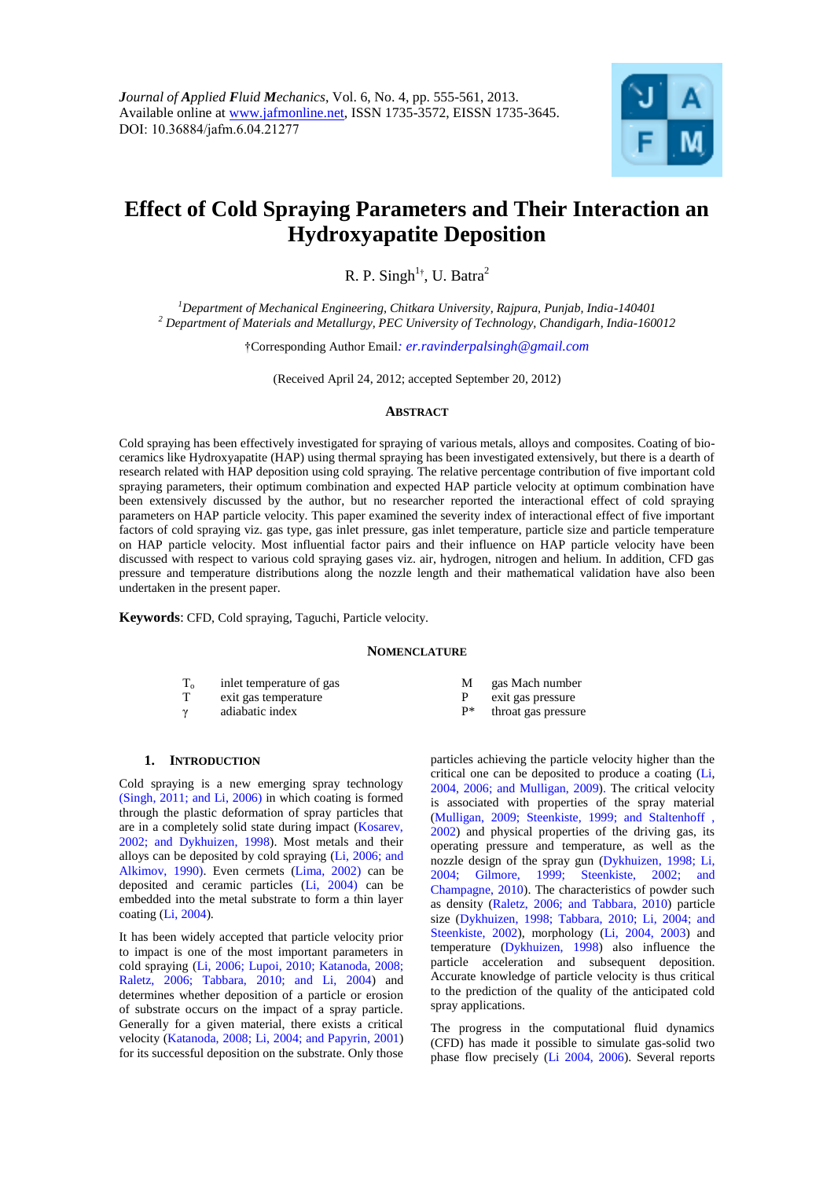*Journal of Applied Fluid Mechanics*, Vol. 6, No. 4, pp. 555-561, 2013.
Available online at www.jafmonline.net, ISSN 1735-3572, EISSN 1735-3645.
DOI: 10.36884/jafm.6.04.21277

# Effect of Cold Spraying Parameters and Their Interaction an Hydroxyapatite Deposition

R. P. Singh[1†], U. Batra[2]

[1]*Department of Mechanical Engineering, Chitkara University, Rajpura, Punjab, India-140401*
[2] *Department of Materials and Metallurgy, PEC University of Technology, Chandigarh, India-160012*

†Corresponding Author Email*: er.ravinderpalsingh@gmail.com*

(Received April 24, 2012; accepted September 20, 2012)

## Abstract

Cold spraying has been effectively investigated for spraying of various metals, alloys and composites. Coating of bio-ceramics like Hydroxyapatite (HAP) using thermal spraying has been investigated extensively, but there is a dearth of research related with HAP deposition using cold spraying. The relative percentage contribution of five important cold spraying parameters, their optimum combination and expected HAP particle velocity at optimum combination have been extensively discussed by the author, but no researcher reported the interactional effect of cold spraying parameters on HAP particle velocity. This paper examined the severity index of interactional effect of five important factors of cold spraying viz. gas type, gas inlet pressure, gas inlet temperature, particle size and particle temperature on HAP particle velocity. Most influential factor pairs and their influence on HAP particle velocity have been discussed with respect to various cold spraying gases viz. air, hydrogen, nitrogen and helium. In addition, CFD gas pressure and temperature distributions along the nozzle length and their mathematical validation have also been undertaken in the present paper.

**Keywords**: CFD, Cold spraying, Taguchi, Particle velocity.

## Nomenclature

| | | | |
|---|---|---|---|
| $T_o$ | inlet temperature of gas | M | gas Mach number |
| T | exit gas temperature | P | exit gas pressure |
| $\gamma$ | adiabatic index | P* | throat gas pressure |

## 1. Introduction

Cold spraying is a new emerging spray technology (Singh, 2011; and Li, 2006) in which coating is formed through the plastic deformation of spray particles that are in a completely solid state during impact (Kosarev, 2002; and Dykhuizen, 1998). Most metals and their alloys can be deposited by cold spraying (Li, 2006; and Alkimov, 1990). Even cermets (Lima, 2002) can be deposited and ceramic particles (Li, 2004) can be embedded into the metal substrate to form a thin layer coating (Li, 2004).

It has been widely accepted that particle velocity prior to impact is one of the most important parameters in cold spraying (Li, 2006; Lupoi, 2010; Katanoda, 2008; Raletz, 2006; Tabbara, 2010; and Li, 2004) and determines whether deposition of a particle or erosion of substrate occurs on the impact of a spray particle. Generally for a given material, there exists a critical velocity (Katanoda, 2008; Li, 2004; and Papyrin, 2001) for its successful deposition on the substrate. Only those particles achieving the particle velocity higher than the critical one can be deposited to produce a coating (Li, 2004, 2006; and Mulligan, 2009). The critical velocity is associated with properties of the spray material (Mulligan, 2009; Steenkiste, 1999; and Staltenhoff , 2002) and physical properties of the driving gas, its operating pressure and temperature, as well as the nozzle design of the spray gun (Dykhuizen, 1998; Li, 2004; Gilmore, 1999; Steenkiste, 2002; and Champagne, 2010). The characteristics of powder such as density (Raletz, 2006; and Tabbara, 2010) particle size (Dykhuizen, 1998; Tabbara, 2010; Li, 2004; and Steenkiste, 2002), morphology (Li, 2004, 2003) and temperature (Dykhuizen, 1998) also influence the particle acceleration and subsequent deposition. Accurate knowledge of particle velocity is thus critical to the prediction of the quality of the anticipated cold spray applications.

The progress in the computational fluid dynamics (CFD) has made it possible to simulate gas-solid two phase flow precisely (Li 2004, 2006). Several reports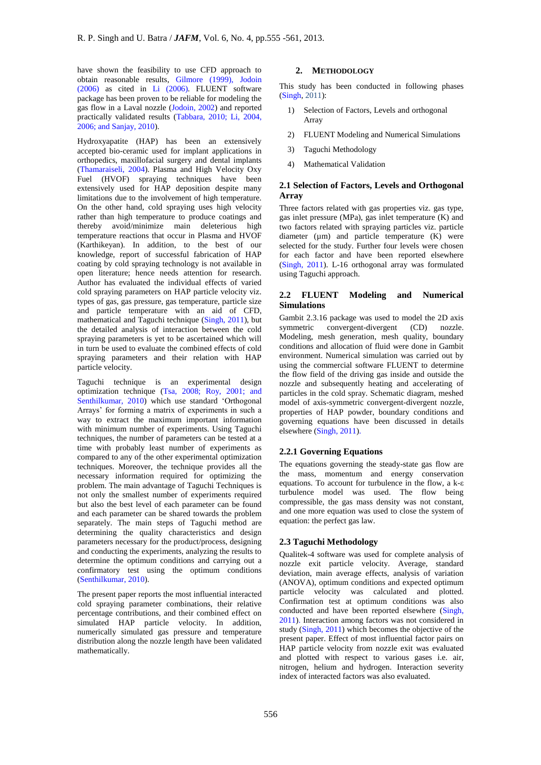have shown the feasibility to use CFD approach to obtain reasonable results, Gilmore (1999), Jodoin (2006) as cited in Li (2006). FLUENT software package has been proven to be reliable for modeling the gas flow in a Laval nozzle (Jodoin, 2002) and reported practically validated results (Tabbara, 2010; Li, 2004, 2006; and Sanjay, 2010).

Hydroxyapatite (HAP) has been an extensively accepted bio-ceramic used for implant applications in orthopedics, maxillofacial surgery and dental implants (Thamaraiseli, 2004). Plasma and High Velocity Oxy Fuel (HVOF) spraying techniques have been extensively used for HAP deposition despite many limitations due to the involvement of high temperature. On the other hand, cold spraying uses high velocity rather than high temperature to produce coatings and thereby avoid/minimize main deleterious high temperature reactions that occur in Plasma and HVOF (Karthikeyan). In addition, to the best of our knowledge, report of successful fabrication of HAP coating by cold spraying technology is not available in open literature; hence needs attention for research. Author has evaluated the individual effects of varied cold spraying parameters on HAP particle velocity viz. types of gas, gas pressure, gas temperature, particle size and particle temperature with an aid of CFD, mathematical and Taguchi technique (Singh, 2011), but the detailed analysis of interaction between the cold spraying parameters is yet to be ascertained which will in turn be used to evaluate the combined effects of cold spraying parameters and their relation with HAP particle velocity.

Taguchi technique is an experimental design optimization technique (Tsa, 2008; Roy, 2001; and Senthilkumar, 2010) which use standard 'Orthogonal Arrays' for forming a matrix of experiments in such a way to extract the maximum important information with minimum number of experiments. Using Taguchi techniques, the number of parameters can be tested at a time with probably least number of experiments as compared to any of the other experimental optimization techniques. Moreover, the technique provides all the necessary information required for optimizing the problem. The main advantage of Taguchi Techniques is not only the smallest number of experiments required but also the best level of each parameter can be found and each parameter can be shared towards the problem separately. The main steps of Taguchi method are determining the quality characteristics and design parameters necessary for the product/process, designing and conducting the experiments, analyzing the results to determine the optimum conditions and carrying out a confirmatory test using the optimum conditions (Senthilkumar, 2010).

The present paper reports the most influential interacted cold spraying parameter combinations, their relative percentage contributions, and their combined effect on simulated HAP particle velocity. In addition, numerically simulated gas pressure and temperature distribution along the nozzle length have been validated mathematically.

## 2. METHODOLOGY

This study has been conducted in following phases (Singh, 2011):

1) Selection of Factors, Levels and orthogonal Array
2) FLUENT Modeling and Numerical Simulations
3) Taguchi Methodology
4) Mathematical Validation

### 2.1 Selection of Factors, Levels and Orthogonal Array

Three factors related with gas properties viz. gas type, gas inlet pressure (MPa), gas inlet temperature (K) and two factors related with spraying particles viz. particle diameter (µm) and particle temperature (K) were selected for the study. Further four levels were chosen for each factor and have been reported elsewhere (Singh, 2011). L-16 orthogonal array was formulated using Taguchi approach.

### 2.2 FLUENT Modeling and Numerical Simulations

Gambit 2.3.16 package was used to model the 2D axis symmetric convergent-divergent (CD) nozzle. Modeling, mesh generation, mesh quality, boundary conditions and allocation of fluid were done in Gambit environment. Numerical simulation was carried out by using the commercial software FLUENT to determine the flow field of the driving gas inside and outside the nozzle and subsequently heating and accelerating of particles in the cold spray. Schematic diagram, meshed model of axis-symmetric convergent-divergent nozzle, properties of HAP powder, boundary conditions and governing equations have been discussed in details elsewhere (Singh, 2011).

#### 2.2.1 Governing Equations

The equations governing the steady-state gas flow are the mass, momentum and energy conservation equations. To account for turbulence in the flow, a k-ε turbulence model was used. The flow being compressible, the gas mass density was not constant, and one more equation was used to close the system of equation: the perfect gas law.

### 2.3 Taguchi Methodology

Qualitek-4 software was used for complete analysis of nozzle exit particle velocity. Average, standard deviation, main average effects, analysis of variation (ANOVA), optimum conditions and expected optimum particle velocity was calculated and plotted. Confirmation test at optimum conditions was also conducted and have been reported elsewhere (Singh, 2011). Interaction among factors was not considered in study (Singh, 2011) which becomes the objective of the present paper. Effect of most influential factor pairs on HAP particle velocity from nozzle exit was evaluated and plotted with respect to various gases i.e. air, nitrogen, helium and hydrogen. Interaction severity index of interacted factors was also evaluated.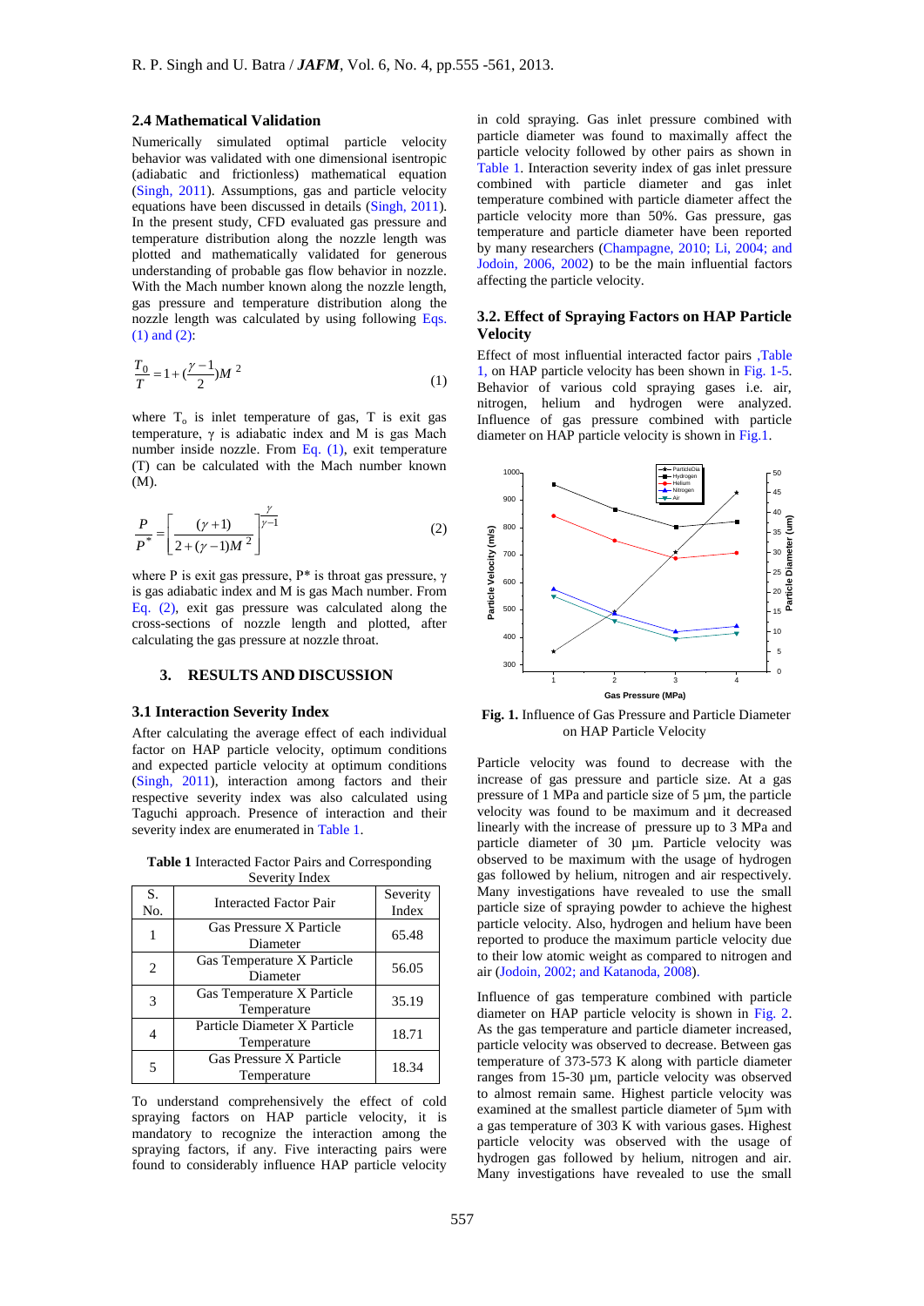### 2.4 Mathematical Validation

Numerically simulated optimal particle velocity behavior was validated with one dimensional isentropic (adiabatic and frictionless) mathematical equation (Singh, 2011). Assumptions, gas and particle velocity equations have been discussed in details (Singh, 2011). In the present study, CFD evaluated gas pressure and temperature distribution along the nozzle length was plotted and mathematically validated for generous understanding of probable gas flow behavior in nozzle. With the Mach number known along the nozzle length, gas pressure and temperature distribution along the nozzle length was calculated by using following Eqs. (1) and (2):

$$\frac{T_0}{T} = 1 + (\frac{\gamma - 1}{2})M^2 \tag{1}$$

where $T_o$ is inlet temperature of gas, T is exit gas temperature, γ is adiabatic index and M is gas Mach number inside nozzle. From Eq. (1), exit temperature (T) can be calculated with the Mach number known (M).

$$\frac{P}{P^*} = \left[\frac{(\gamma + 1)}{2 + (\gamma - 1)M^2}\right]^{\frac{\gamma}{\gamma - 1}} \tag{2}$$

where P is exit gas pressure, P* is throat gas pressure, γ is gas adiabatic index and M is gas Mach number. From Eq. (2), exit gas pressure was calculated along the cross-sections of nozzle length and plotted, after calculating the gas pressure at nozzle throat.

## 3. RESULTS AND DISCUSSION

### 3.1 Interaction Severity Index

After calculating the average effect of each individual factor on HAP particle velocity, optimum conditions and expected particle velocity at optimum conditions (Singh, 2011), interaction among factors and their respective severity index was also calculated using Taguchi approach. Presence of interaction and their severity index are enumerated in Table 1.

**Table 1** Interacted Factor Pairs and Corresponding Severity Index

| S. No. | Interacted Factor Pair | Severity Index |
|---|---|---|
| 1 | Gas Pressure X Particle Diameter | 65.48 |
| 2 | Gas Temperature X Particle Diameter | 56.05 |
| 3 | Gas Temperature X Particle Temperature | 35.19 |
| 4 | Particle Diameter X Particle Temperature | 18.71 |
| 5 | Gas Pressure X Particle Temperature | 18.34 |

To understand comprehensively the effect of cold spraying factors on HAP particle velocity, it is mandatory to recognize the interaction among the spraying factors, if any. Five interacting pairs were found to considerably influence HAP particle velocity in cold spraying. Gas inlet pressure combined with particle diameter was found to maximally affect the particle velocity followed by other pairs as shown in Table 1. Interaction severity index of gas inlet pressure combined with particle diameter and gas inlet temperature combined with particle diameter affect the particle velocity more than 50%. Gas pressure, gas temperature and particle diameter have been reported by many researchers (Champagne, 2010; Li, 2004; and Jodoin, 2006, 2002) to be the main influential factors affecting the particle velocity.

### 3.2. Effect of Spraying Factors on HAP Particle Velocity

Effect of most influential interacted factor pairs ,Table 1, on HAP particle velocity has been shown in Fig. 1-5. Behavior of various cold spraying gases i.e. air, nitrogen, helium and hydrogen were analyzed. Influence of gas pressure combined with particle diameter on HAP particle velocity is shown in Fig.1.

**Fig. 1.** Influence of Gas Pressure and Particle Diameter on HAP Particle Velocity

Particle velocity was found to decrease with the increase of gas pressure and particle size. At a gas pressure of 1 MPa and particle size of 5 µm, the particle velocity was found to be maximum and it decreased linearly with the increase of pressure up to 3 MPa and particle diameter of 30 µm. Particle velocity was observed to be maximum with the usage of hydrogen gas followed by helium, nitrogen and air respectively. Many investigations have revealed to use the small particle size of spraying powder to achieve the highest particle velocity. Also, hydrogen and helium have been reported to produce the maximum particle velocity due to their low atomic weight as compared to nitrogen and air (Jodoin, 2002; and Katanoda, 2008).

Influence of gas temperature combined with particle diameter on HAP particle velocity is shown in Fig. 2. As the gas temperature and particle diameter increased, particle velocity was observed to decrease. Between gas temperature of 373-573 K along with particle diameter ranges from 15-30 µm, particle velocity was observed to almost remain same. Highest particle velocity was examined at the smallest particle diameter of 5µm with a gas temperature of 303 K with various gases. Highest particle velocity was observed with the usage of hydrogen gas followed by helium, nitrogen and air. Many investigations have revealed to use the small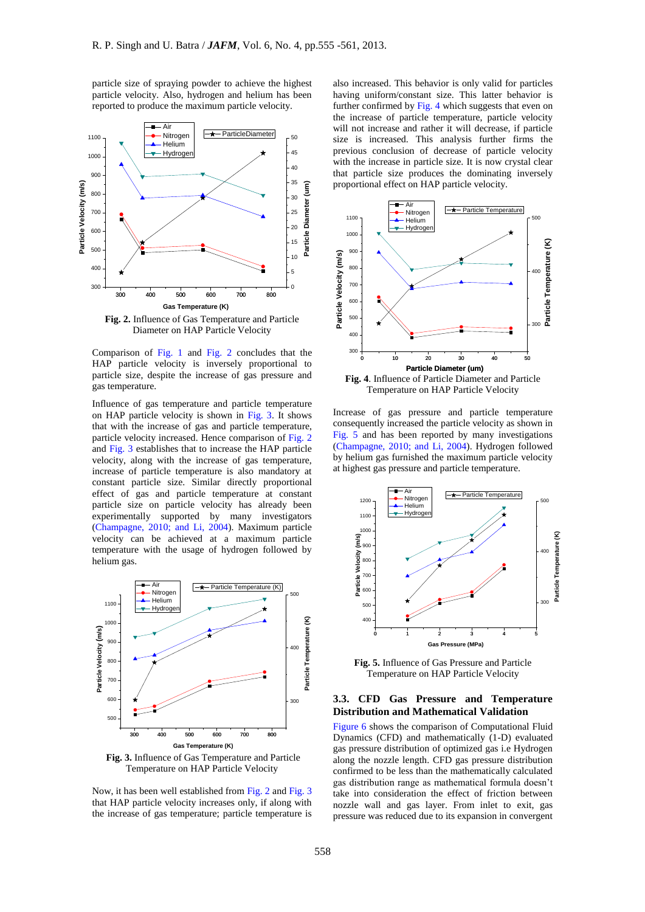particle size of spraying powder to achieve the highest particle velocity. Also, hydrogen and helium has been reported to produce the maximum particle velocity.

**Fig. 2.** Influence of Gas Temperature and Particle Diameter on HAP Particle Velocity

Comparison of Fig. 1 and Fig. 2 concludes that the HAP particle velocity is inversely proportional to particle size, despite the increase of gas pressure and gas temperature.

Influence of gas temperature and particle temperature on HAP particle velocity is shown in Fig. 3. It shows that with the increase of gas and particle temperature, particle velocity increased. Hence comparison of Fig. 2 and Fig. 3 establishes that to increase the HAP particle velocity, along with the increase of gas temperature, increase of particle temperature is also mandatory at constant particle size. Similar directly proportional effect of gas and particle temperature at constant particle size on particle velocity has already been experimentally supported by many investigators (Champagne, 2010; and Li, 2004). Maximum particle velocity can be achieved at a maximum particle temperature with the usage of hydrogen followed by helium gas.

**Fig. 3.** Influence of Gas Temperature and Particle Temperature on HAP Particle Velocity

Now, it has been well established from Fig. 2 and Fig. 3 that HAP particle velocity increases only, if along with the increase of gas temperature; particle temperature is also increased. This behavior is only valid for particles having uniform/constant size. This latter behavior is further confirmed by Fig. 4 which suggests that even on the increase of particle temperature, particle velocity will not increase and rather it will decrease, if particle size is increased. This analysis further firms the previous conclusion of decrease of particle velocity with the increase in particle size. It is now crystal clear that particle size produces the dominating inversely proportional effect on HAP particle velocity.

**Fig. 4**. Influence of Particle Diameter and Particle Temperature on HAP Particle Velocity

Increase of gas pressure and particle temperature consequently increased the particle velocity as shown in Fig. 5 and has been reported by many investigations (Champagne, 2010; and Li, 2004). Hydrogen followed by helium gas furnished the maximum particle velocity at highest gas pressure and particle temperature.

**Fig. 5.** Influence of Gas Pressure and Particle Temperature on HAP Particle Velocity

### 3.3. CFD Gas Pressure and Temperature Distribution and Mathematical Validation

Figure 6 shows the comparison of Computational Fluid Dynamics (CFD) and mathematically (1-D) evaluated gas pressure distribution of optimized gas i.e Hydrogen along the nozzle length. CFD gas pressure distribution confirmed to be less than the mathematically calculated gas distribution range as mathematical formula doesn't take into consideration the effect of friction between nozzle wall and gas layer. From inlet to exit, gas pressure was reduced due to its expansion in convergent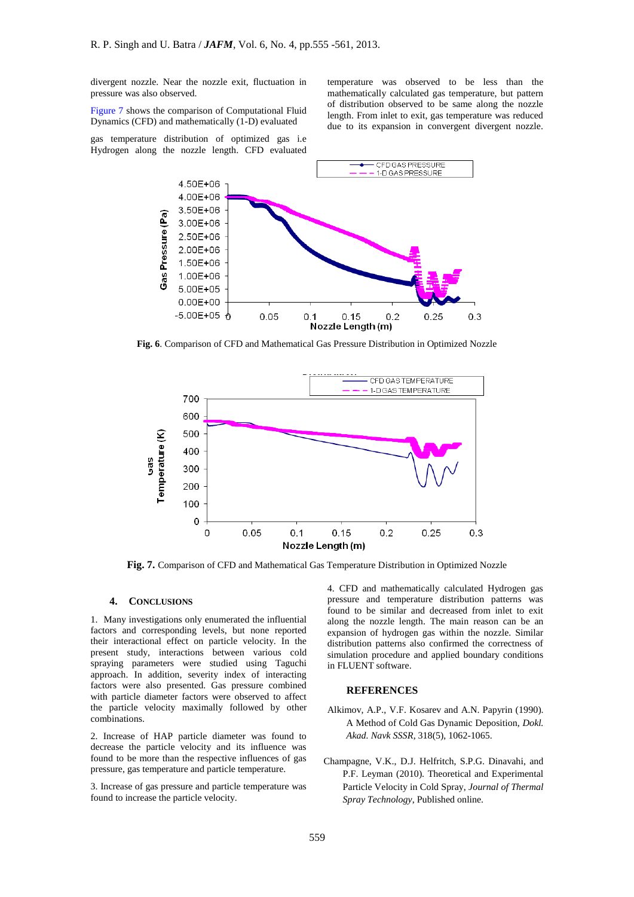divergent nozzle. Near the nozzle exit, fluctuation in pressure was also observed.

Figure 7 shows the comparison of Computational Fluid Dynamics (CFD) and mathematically (1-D) evaluated gas temperature distribution of optimized gas i.e Hydrogen along the nozzle length. CFD evaluated temperature was observed to be less than the mathematically calculated gas temperature, but pattern of distribution observed to be same along the nozzle length. From inlet to exit, gas temperature was reduced due to its expansion in convergent divergent nozzle.

**Fig. 6**. Comparison of CFD and Mathematical Gas Pressure Distribution in Optimized Nozzle

**Fig. 7.** Comparison of CFD and Mathematical Gas Temperature Distribution in Optimized Nozzle

## 4. CONCLUSIONS

1. Many investigations only enumerated the influential factors and corresponding levels, but none reported their interactional effect on particle velocity. In the present study, interactions between various cold spraying parameters were studied using Taguchi approach. In addition, severity index of interacting factors were also presented. Gas pressure combined with particle diameter factors were observed to affect the particle velocity maximally followed by other combinations.

2. Increase of HAP particle diameter was found to decrease the particle velocity and its influence was found to be more than the respective influences of gas pressure, gas temperature and particle temperature.

3. Increase of gas pressure and particle temperature was found to increase the particle velocity.

4. CFD and mathematically calculated Hydrogen gas pressure and temperature distribution patterns was found to be similar and decreased from inlet to exit along the nozzle length. The main reason can be an expansion of hydrogen gas within the nozzle. Similar distribution patterns also confirmed the correctness of simulation procedure and applied boundary conditions in FLUENT software.

## REFERENCES

Alkimov, A.P., V.F. Kosarev and A.N. Papyrin (1990). A Method of Cold Gas Dynamic Deposition, *Dokl. Akad. Navk SSSR*, 318(5), 1062-1065.

Champagne, V.K., D.J. Helfritch, S.P.G. Dinavahi, and P.F. Leyman (2010). Theoretical and Experimental Particle Velocity in Cold Spray, *Journal of Thermal Spray Technology*, Published online.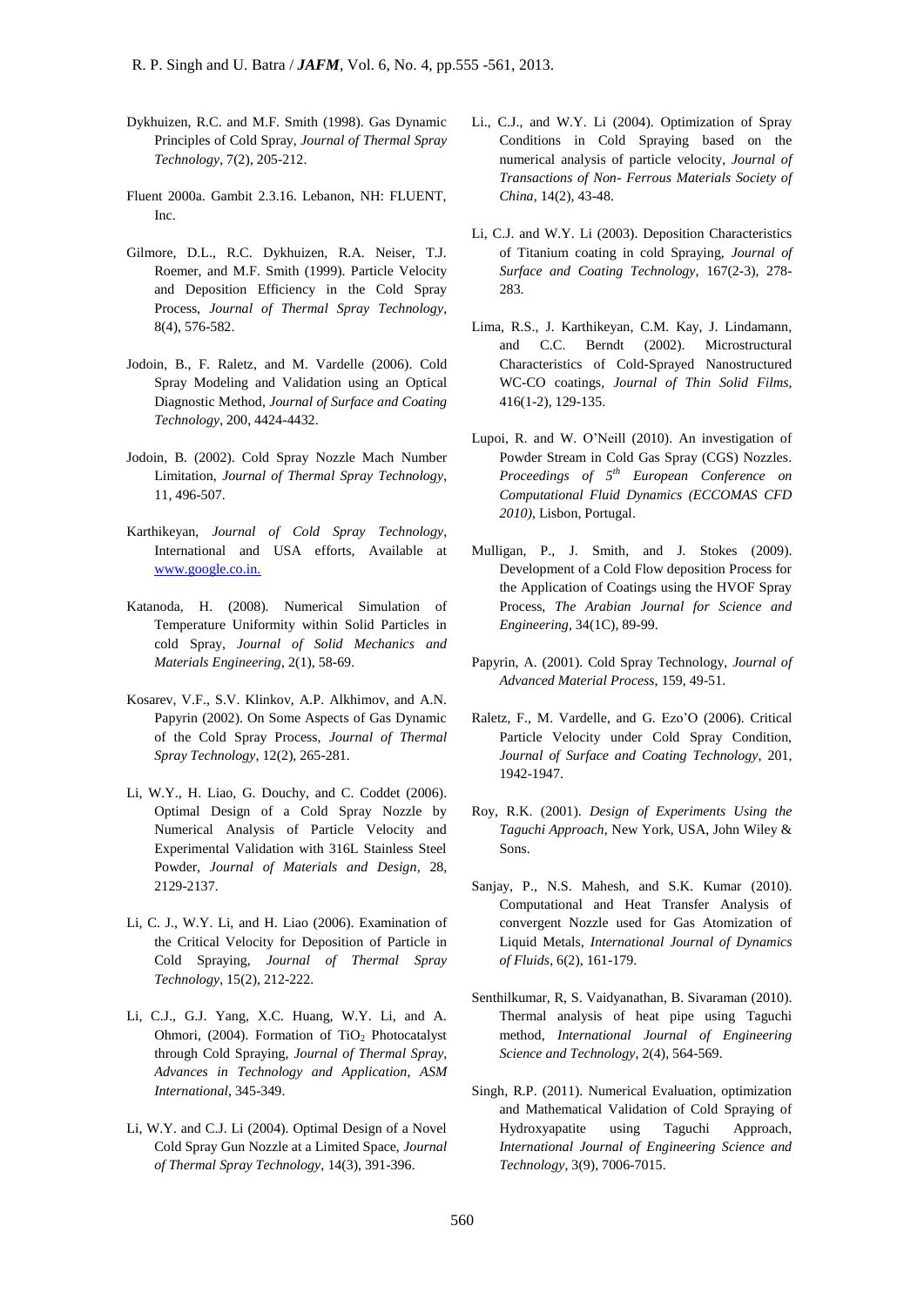Dykhuizen, R.C. and M.F. Smith (1998). Gas Dynamic Principles of Cold Spray, *Journal of Thermal Spray Technology*, 7(2), 205-212.

Fluent 2000a. Gambit 2.3.16. Lebanon, NH: FLUENT, Inc.

Gilmore, D.L., R.C. Dykhuizen, R.A. Neiser, T.J. Roemer, and M.F. Smith (1999). Particle Velocity and Deposition Efficiency in the Cold Spray Process, *Journal of Thermal Spray Technology*, 8(4), 576-582.

Jodoin, B., F. Raletz, and M. Vardelle (2006). Cold Spray Modeling and Validation using an Optical Diagnostic Method, *Journal of Surface and Coating Technology*, 200, 4424-4432.

Jodoin, B. (2002). Cold Spray Nozzle Mach Number Limitation, *Journal of Thermal Spray Technology*, 11, 496-507.

Karthikeyan, *Journal of Cold Spray Technology*, International and USA efforts, Available at www.google.co.in.

Katanoda, H. (2008). Numerical Simulation of Temperature Uniformity within Solid Particles in cold Spray, *Journal of Solid Mechanics and Materials Engineering*, 2(1), 58-69.

Kosarev, V.F., S.V. Klinkov, A.P. Alkhimov, and A.N. Papyrin (2002). On Some Aspects of Gas Dynamic of the Cold Spray Process, *Journal of Thermal Spray Technology*, 12(2), 265-281.

Li, W.Y., H. Liao, G. Douchy, and C. Coddet (2006). Optimal Design of a Cold Spray Nozzle by Numerical Analysis of Particle Velocity and Experimental Validation with 316L Stainless Steel Powder, *Journal of Materials and Design*, 28, 2129-2137.

Li, C. J., W.Y. Li, and H. Liao (2006). Examination of the Critical Velocity for Deposition of Particle in Cold Spraying, *Journal of Thermal Spray Technology*, 15(2), 212-222.

Li, C.J., G.J. Yang, X.C. Huang, W.Y. Li, and A. Ohmori, (2004). Formation of $TiO_2$ Photocatalyst through Cold Spraying, *Journal of Thermal Spray, Advances in Technology and Application, ASM International*, 345-349.

Li, W.Y. and C.J. Li (2004). Optimal Design of a Novel Cold Spray Gun Nozzle at a Limited Space, *Journal of Thermal Spray Technology*, 14(3), 391-396.

Li., C.J., and W.Y. Li (2004). Optimization of Spray Conditions in Cold Spraying based on the numerical analysis of particle velocity, *Journal of Transactions of Non- Ferrous Materials Society of China*, 14(2), 43-48.

Li, C.J. and W.Y. Li (2003). Deposition Characteristics of Titanium coating in cold Spraying, *Journal of Surface and Coating Technology*, 167(2-3), 278-283.

Lima, R.S., J. Karthikeyan, C.M. Kay, J. Lindamann, and C.C. Berndt (2002). Microstructural Characteristics of Cold-Sprayed Nanostructured WC-CO coatings, *Journal of Thin Solid Films*, 416(1-2), 129-135.

Lupoi, R. and W. O'Neill (2010). An investigation of Powder Stream in Cold Gas Spray (CGS) Nozzles. *Proceedings of 5th European Conference on Computational Fluid Dynamics (ECCOMAS CFD 2010)*, Lisbon, Portugal.

Mulligan, P., J. Smith, and J. Stokes (2009). Development of a Cold Flow deposition Process for the Application of Coatings using the HVOF Spray Process, *The Arabian Journal for Science and Engineering*, 34(1C), 89-99.

Papyrin, A. (2001). Cold Spray Technology, *Journal of Advanced Material Process*, 159, 49-51.

Raletz, F., M. Vardelle, and G. Ezo'O (2006). Critical Particle Velocity under Cold Spray Condition, *Journal of Surface and Coating Technology*, 201, 1942-1947.

Roy, R.K. (2001). *Design of Experiments Using the Taguchi Approach*, New York, USA, John Wiley & Sons.

Sanjay, P., N.S. Mahesh, and S.K. Kumar (2010). Computational and Heat Transfer Analysis of convergent Nozzle used for Gas Atomization of Liquid Metals, *International Journal of Dynamics of Fluids*, 6(2), 161-179.

Senthilkumar, R, S. Vaidyanathan, B. Sivaraman (2010). Thermal analysis of heat pipe using Taguchi method, *International Journal of Engineering Science and Technology*, 2(4), 564-569.

Singh, R.P. (2011). Numerical Evaluation, optimization and Mathematical Validation of Cold Spraying of Hydroxyapatite using Taguchi Approach, *International Journal of Engineering Science and Technology*, 3(9), 7006-7015.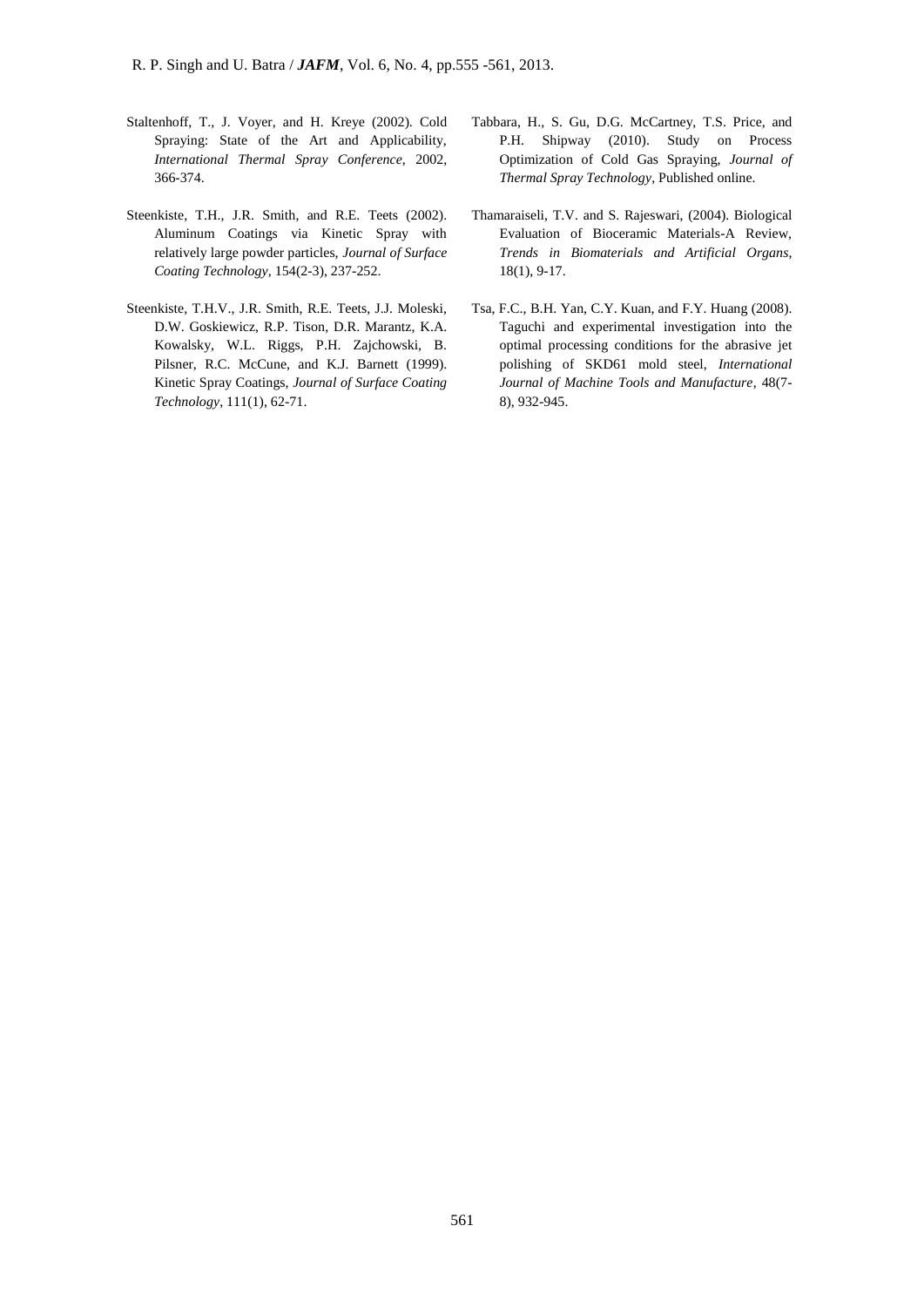Staltenhoff, T., J. Voyer, and H. Kreye (2002). Cold Spraying: State of the Art and Applicability, *International Thermal Spray Conference*, 2002, 366-374.

Steenkiste, T.H., J.R. Smith, and R.E. Teets (2002). Aluminum Coatings via Kinetic Spray with relatively large powder particles, *Journal of Surface Coating Technology*, 154(2-3), 237-252.

Steenkiste, T.H.V., J.R. Smith, R.E. Teets, J.J. Moleski, D.W. Goskiewicz, R.P. Tison, D.R. Marantz, K.A. Kowalsky, W.L. Riggs, P.H. Zajchowski, B. Pilsner, R.C. McCune, and K.J. Barnett (1999). Kinetic Spray Coatings, *Journal of Surface Coating Technology*, 111(1), 62-71.

Tabbara, H., S. Gu, D.G. McCartney, T.S. Price, and P.H. Shipway (2010). Study on Process Optimization of Cold Gas Spraying, *Journal of Thermal Spray Technology*, Published online.

Thamaraiseli, T.V. and S. Rajeswari, (2004). Biological Evaluation of Bioceramic Materials-A Review, *Trends in Biomaterials and Artificial Organs*, 18(1), 9-17.

Tsa, F.C., B.H. Yan, C.Y. Kuan, and F.Y. Huang (2008). Taguchi and experimental investigation into the optimal processing conditions for the abrasive jet polishing of SKD61 mold steel, *International Journal of Machine Tools and Manufacture*, 48(7-8), 932-945.